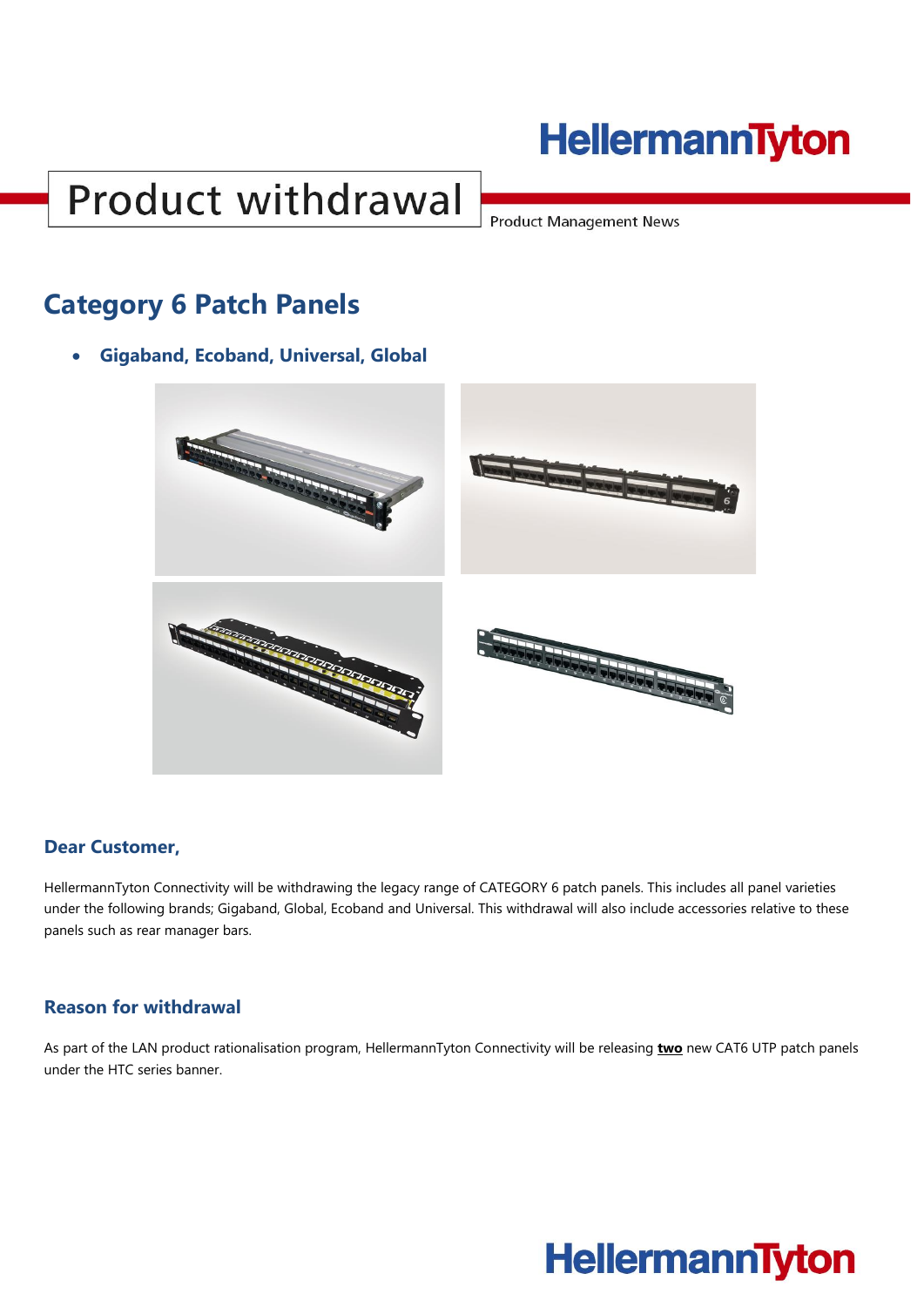# Product withdrawal

Product Management News

## Category 6 Patch Panels

- **Gigaband, Ecoband, Universal, Global**

### Dear Customer,

HellermannTyton Connectivity will be withdrawing the legacy range of CATEGORY 6 patch panels. This includes all panel varieties under the following brands; Gigaband, Global, Ecoband and Universal. This withdrawal will also include accessories relative to these panels such as rear manager bars.

### Reason for withdrawal

As part of the LAN product rationalisation program, HellermannTyton Connectivity will be releasing **two** new CAT6 UTP patch panels under the HTC series banner.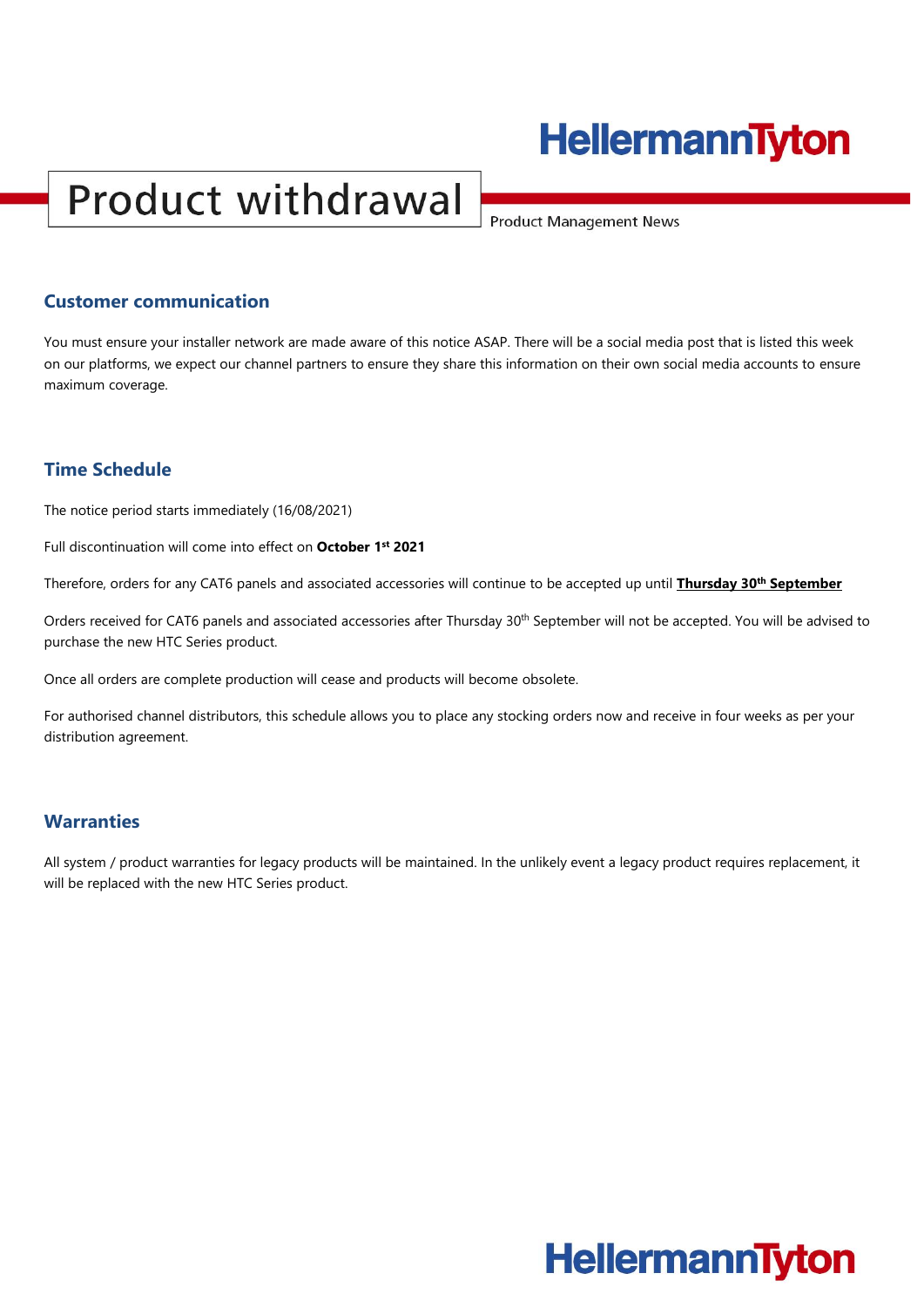# Product withdrawal

Product Management News

## Customer communication

You must ensure your installer network are made aware of this notice ASAP. There will be a social media post that is listed this week on our platforms, we expect our channel partners to ensure they share this information on their own social media accounts to ensure maximum coverage.

## Time Schedule

The notice period starts immediately (16/08/2021)

Full discontinuation will come into effect on **October 1st 2021**

Therefore, orders for any CAT6 panels and associated accessories will continue to be accepted up until **Thursday 30th September**

Orders received for CAT6 panels and associated accessories after Thursday 30th September will not be accepted. You will be advised to purchase the new HTC Series product.

Once all orders are complete production will cease and products will become obsolete.

For authorised channel distributors, this schedule allows you to place any stocking orders now and receive in four weeks as per your distribution agreement.

## Warranties

All system / product warranties for legacy products will be maintained. In the unlikely event a legacy product requires replacement, it will be replaced with the new HTC Series product.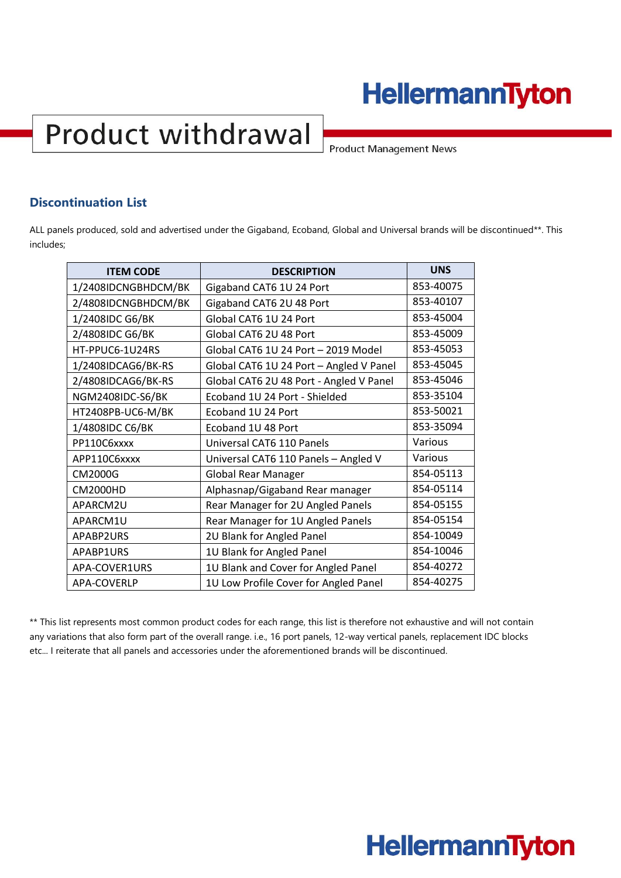# Product withdrawal

Product Management News

## Discontinuation List

ALL panels produced, sold and advertised under the Gigaband, Ecoband, Global and Universal brands will be discontinued**. This includes;

| ITEM CODE | DESCRIPTION | UNS |
|---|---|---|
| 1/2408IDCNGBHDCM/BK | Gigaband CAT6 1U 24 Port | 853-40075 |
| 2/4808IDCNGBHDCM/BK | Gigaband CAT6 2U 48 Port | 853-40107 |
| 1/2408IDC G6/BK | Global CAT6 1U 24 Port | 853-45004 |
| 2/4808IDC G6/BK | Global CAT6 2U 48 Port | 853-45009 |
| HT-PPUC6-1U24RS | Global CAT6 1U 24 Port – 2019 Model | 853-45053 |
| 1/2408IDCAG6/BK-RS | Global CAT6 1U 24 Port – Angled V Panel | 853-45045 |
| 2/4808IDCAG6/BK-RS | Global CAT6 2U 48 Port - Angled V Panel | 853-45046 |
| NGM2408IDC-S6/BK | Ecoband 1U 24 Port - Shielded | 853-35104 |
| HT2408PB-UC6-M/BK | Ecoband 1U 24 Port | 853-50021 |
| 1/4808IDC C6/BK | Ecoband 1U 48 Port | 853-35094 |
| PP110C6xxxx | Universal CAT6 110 Panels | Various |
| APP110C6xxxx | Universal CAT6 110 Panels – Angled V | Various |
| CM2000G | Global Rear Manager | 854-05113 |
| CM2000HD | Alphasnap/Gigaband Rear manager | 854-05114 |
| APARCM2U | Rear Manager for 2U Angled Panels | 854-05155 |
| APARCM1U | Rear Manager for 1U Angled Panels | 854-05154 |
| APABP2URS | 2U Blank for Angled Panel | 854-10049 |
| APABP1URS | 1U Blank for Angled Panel | 854-10046 |
| APA-COVER1URS | 1U Blank and Cover for Angled Panel | 854-40272 |
| APA-COVERLP | 1U Low Profile Cover for Angled Panel | 854-40275 |

** This list represents most common product codes for each range, this list is therefore not exhaustive and will not contain any variations that also form part of the overall range. i.e., 16 port panels, 12-way vertical panels, replacement IDC blocks etc… I reiterate that all panels and accessories under the aforementioned brands will be discontinued.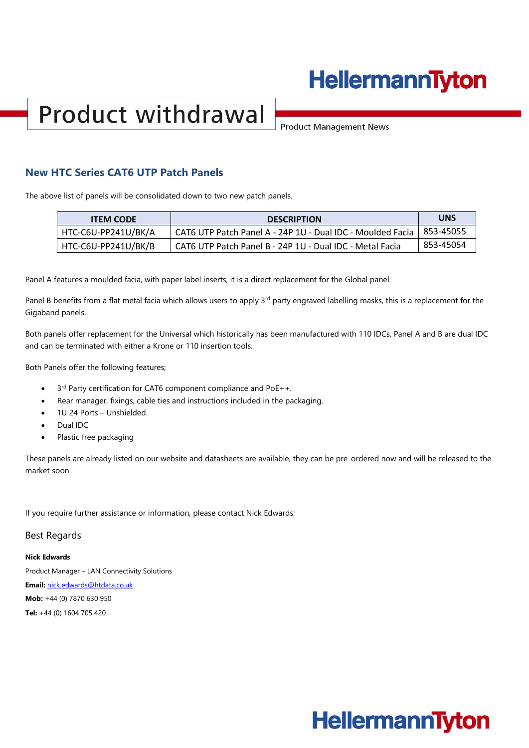HellermannTyton

# Product withdrawal

Product Management News

## New HTC Series CAT6 UTP Patch Panels

The above list of panels will be consolidated down to two new patch panels.

| ITEM CODE | DESCRIPTION | UNS |
|---|---|---|
| HTC-C6U-PP241U/BK/A | CAT6 UTP Patch Panel A - 24P 1U - Dual IDC - Moulded Facia | 853-45055 |
| HTC-C6U-PP241U/BK/B | CAT6 UTP Patch Panel B - 24P 1U - Dual IDC - Metal Facia | 853-45054 |

Panel A features a moulded facia, with paper label inserts, it is a direct replacement for the Global panel.

Panel B benefits from a flat metal facia which allows users to apply 3rd party engraved labelling masks, this is a replacement for the Gigaband panels.

Both panels offer replacement for the Universal which historically has been manufactured with 110 IDCs, Panel A and B are dual IDC and can be terminated with either a Krone or 110 insertion tools.

Both Panels offer the following features;

- 3rd Party certification for CAT6 component compliance and PoE++.
- Rear manager, fixings, cable ties and instructions included in the packaging.
- 1U 24 Ports – Unshielded.
- Dual IDC
- Plastic free packaging

These panels are already listed on our website and datasheets are available, they can be pre-ordered now and will be released to the market soon.

If you require further assistance or information, please contact Nick Edwards;

Best Regards

**Nick Edwards**

Product Manager – LAN Connectivity Solutions

**Email:** nick.edwards@htdata.co.uk

**Mob:** +44 (0) 7870 630 950

**Tel:** +44 (0) 1604 705 420

HellermannTyton